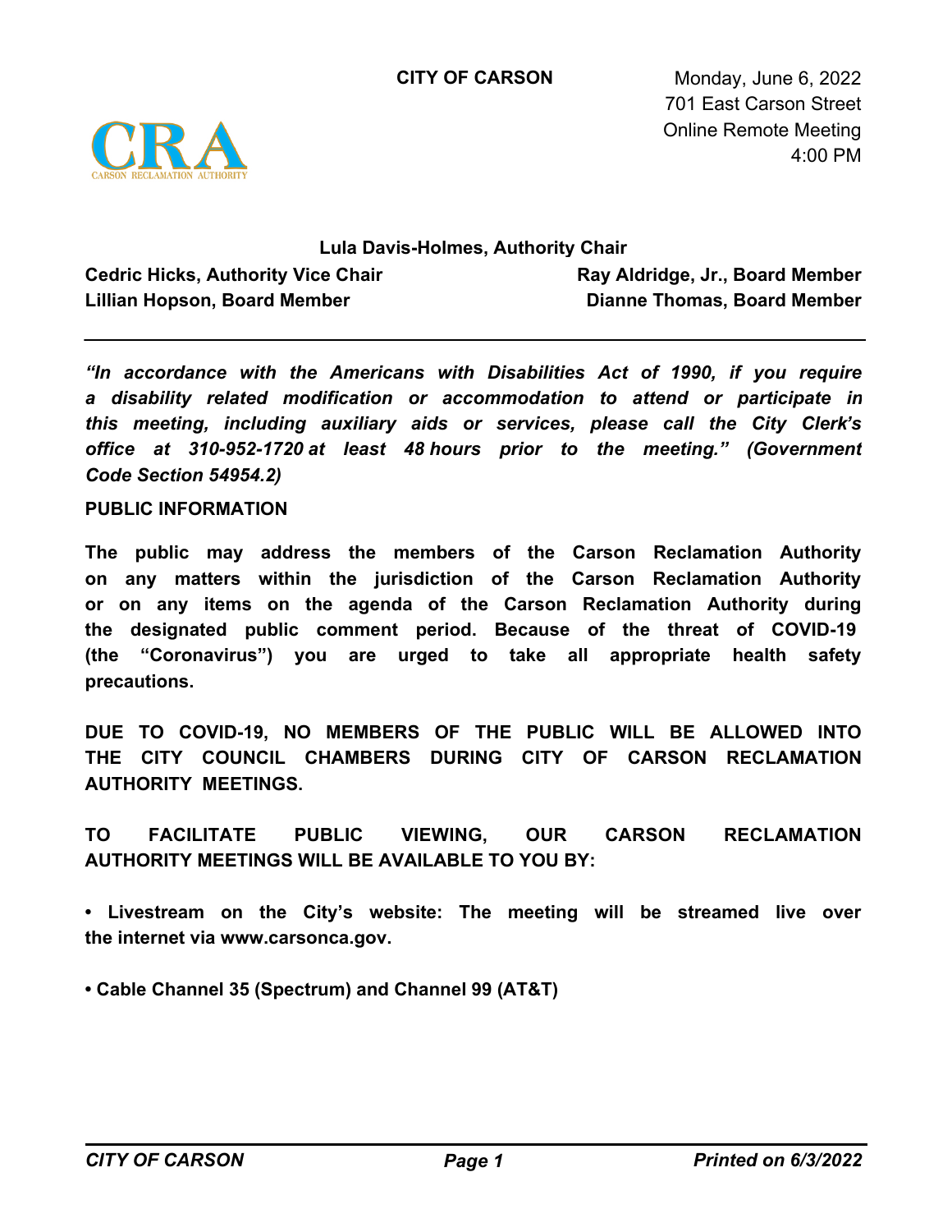**CITY OF CARSON**

Monday, June 6, 2022
701 East Carson Street
Online Remote Meeting
4:00 PM

**Lula Davis-Holmes, Authority Chair**

**Cedric Hicks, Authority Vice Chair**
**Lillian Hopson, Board Member**
**Ray Aldridge, Jr., Board Member**
**Dianne Thomas, Board Member**

---

***"In accordance with the Americans with Disabilities Act of 1990, if you require a disability related modification or accommodation to attend or participate in this meeting, including auxiliary aids or services, please call the City Clerk's office at 310-952-1720 at least 48 hours prior to the meeting." (Government Code Section 54954.2)***

**PUBLIC INFORMATION**

**The public may address the members of the Carson Reclamation Authority on any matters within the jurisdiction of the Carson Reclamation Authority or on any items on the agenda of the Carson Reclamation Authority during the designated public comment period. Because of the threat of COVID-19 (the "Coronavirus") you are urged to take all appropriate health safety precautions.**

**DUE TO COVID-19, NO MEMBERS OF THE PUBLIC WILL BE ALLOWED INTO THE CITY COUNCIL CHAMBERS DURING CITY OF CARSON RECLAMATION AUTHORITY MEETINGS.**

**TO FACILITATE PUBLIC VIEWING, OUR CARSON RECLAMATION AUTHORITY MEETINGS WILL BE AVAILABLE TO YOU BY:**

**• Livestream on the City's website: The meeting will be streamed live over the internet via www.carsonca.gov.**

**• Cable Channel 35 (Spectrum) and Channel 99 (AT&T)**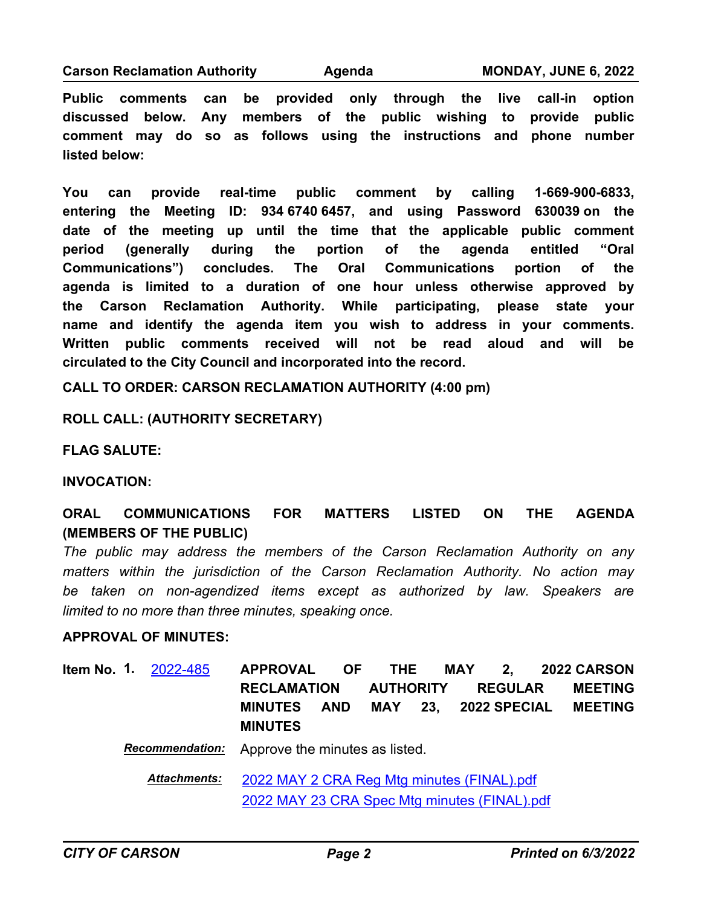**Public comments can be provided only through the live call-in option discussed below. Any members of the public wishing to provide public comment may do so as follows using the instructions and phone number listed below:**

**You can provide real-time public comment by calling 1-669-900-6833, entering the Meeting ID: 934 6740 6457, and using Password 630039 on the date of the meeting up until the time that the applicable public comment period (generally during the portion of the agenda entitled "Oral Communications") concludes. The Oral Communications portion of the agenda is limited to a duration of one hour unless otherwise approved by the Carson Reclamation Authority. While participating, please state your name and identify the agenda item you wish to address in your comments. Written public comments received will not be read aloud and will be circulated to the City Council and incorporated into the record.**

**CALL TO ORDER: CARSON RECLAMATION AUTHORITY (4:00 pm)**

**ROLL CALL: (AUTHORITY SECRETARY)**

**FLAG SALUTE:**

**INVOCATION:**

**ORAL COMMUNICATIONS FOR MATTERS LISTED ON THE AGENDA (MEMBERS OF THE PUBLIC)**

*The public may address the members of the Carson Reclamation Authority on any matters within the jurisdiction of the Carson Reclamation Authority. No action may be taken on non-agendized items except as authorized by law. Speakers are limited to no more than three minutes, speaking once.*

**APPROVAL OF MINUTES:**

**Item No. 1.** 2022-485 **APPROVAL OF THE MAY 2, 2022 CARSON RECLAMATION AUTHORITY REGULAR MEETING MINUTES AND MAY 23, 2022 SPECIAL MEETING MINUTES**

***Recommendation:*** Approve the minutes as listed.

***Attachments:*** 2022 MAY 2 CRA Reg Mtg minutes (FINAL).pdf
2022 MAY 23 CRA Spec Mtg minutes (FINAL).pdf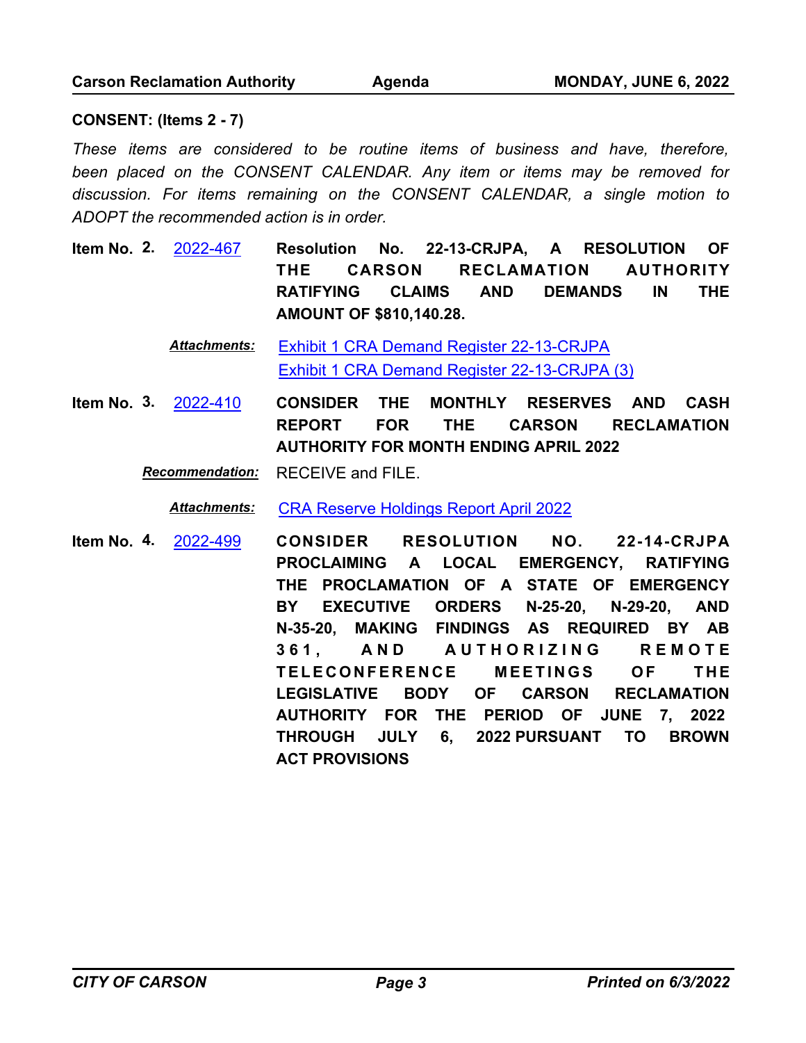**CONSENT: (Items 2 - 7)**

*These items are considered to be routine items of business and have, therefore, been placed on the CONSENT CALENDAR. Any item or items may be removed for discussion. For items remaining on the CONSENT CALENDAR, a single motion to ADOPT the recommended action is in order.*

**Item No. 2.** [2022-467] **Resolution No. 22-13-CRJPA, A RESOLUTION OF THE CARSON RECLAMATION AUTHORITY RATIFYING CLAIMS AND DEMANDS IN THE AMOUNT OF $810,140.28.**

***Attachments:*** [Exhibit 1 CRA Demand Register 22-13-CRJPA]
[Exhibit 1 CRA Demand Register 22-13-CRJPA (3)]

**Item No. 3.** [2022-410] **CONSIDER THE MONTHLY RESERVES AND CASH REPORT FOR THE CARSON RECLAMATION AUTHORITY FOR MONTH ENDING APRIL 2022**

***Recommendation:*** RECEIVE and FILE.

***Attachments:*** [CRA Reserve Holdings Report April 2022]

**Item No. 4.** [2022-499] **CONSIDER RESOLUTION NO. 22-14-CRJPA PROCLAIMING A LOCAL EMERGENCY, RATIFYING THE PROCLAMATION OF A STATE OF EMERGENCY BY EXECUTIVE ORDERS N-25-20, N-29-20, AND N-35-20, MAKING FINDINGS AS REQUIRED BY AB 361, AND AUTHORIZING REMOTE TELECONFERENCE MEETINGS OF THE LEGISLATIVE BODY OF CARSON RECLAMATION AUTHORITY FOR THE PERIOD OF JUNE 7, 2022 THROUGH JULY 6, 2022 PURSUANT TO BROWN ACT PROVISIONS**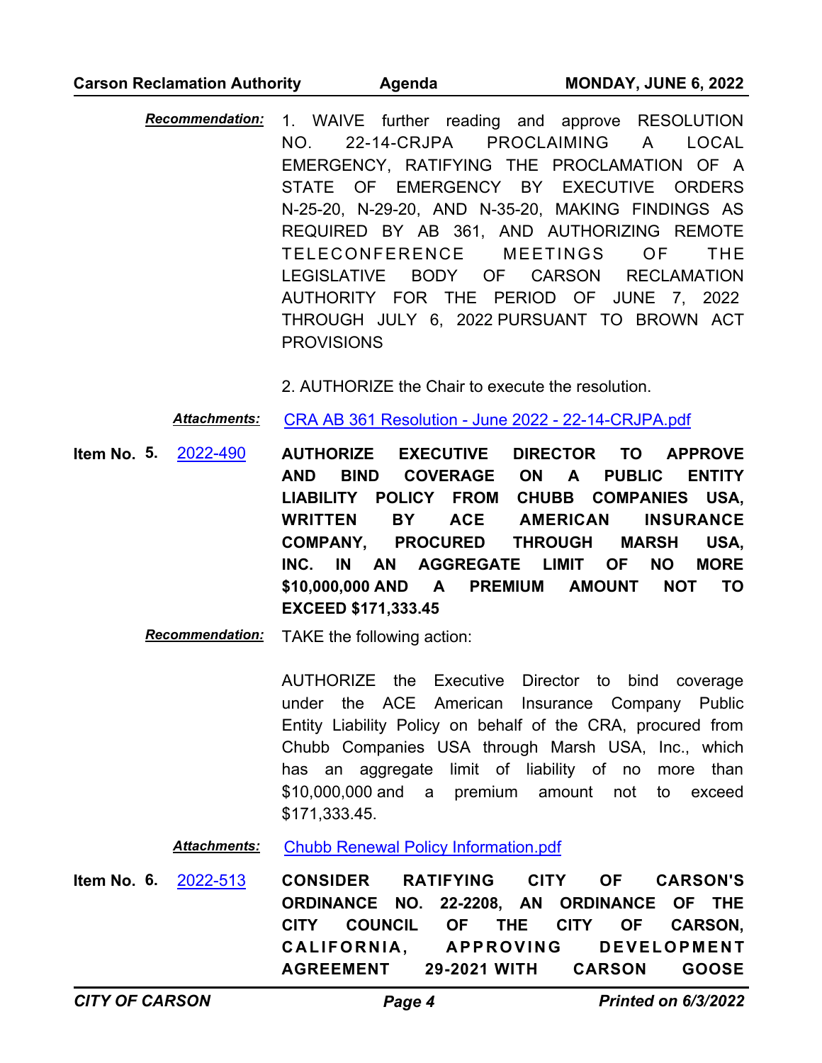***Recommendation:*** 1. WAIVE further reading and approve RESOLUTION NO. 22-14-CRJPA PROCLAIMING A LOCAL EMERGENCY, RATIFYING THE PROCLAMATION OF A STATE OF EMERGENCY BY EXECUTIVE ORDERS N-25-20, N-29-20, AND N-35-20, MAKING FINDINGS AS REQUIRED BY AB 361, AND AUTHORIZING REMOTE TELECONFERENCE MEETINGS OF THE LEGISLATIVE BODY OF CARSON RECLAMATION AUTHORITY FOR THE PERIOD OF JUNE 7, 2022 THROUGH JULY 6, 2022 PURSUANT TO BROWN ACT PROVISIONS

2. AUTHORIZE the Chair to execute the resolution.

***Attachments:*** CRA AB 361 Resolution - June 2022 - 22-14-CRJPA.pdf

**Item No. 5.** 2022-490 **AUTHORIZE EXECUTIVE DIRECTOR TO APPROVE AND BIND COVERAGE ON A PUBLIC ENTITY LIABILITY POLICY FROM CHUBB COMPANIES USA, WRITTEN BY ACE AMERICAN INSURANCE COMPANY, PROCURED THROUGH MARSH USA, INC. IN AN AGGREGATE LIMIT OF NO MORE $10,000,000 AND A PREMIUM AMOUNT NOT TO EXCEED $171,333.45**

***Recommendation:*** TAKE the following action:

AUTHORIZE the Executive Director to bind coverage under the ACE American Insurance Company Public Entity Liability Policy on behalf of the CRA, procured from Chubb Companies USA through Marsh USA, Inc., which has an aggregate limit of liability of no more than $10,000,000 and a premium amount not to exceed $171,333.45.

***Attachments:*** Chubb Renewal Policy Information.pdf

**Item No. 6.** 2022-513 **CONSIDER RATIFYING CITY OF CARSON'S ORDINANCE NO. 22-2208, AN ORDINANCE OF THE CITY COUNCIL OF THE CITY OF CARSON, CALIFORNIA, APPROVING DEVELOPMENT AGREEMENT 29-2021 WITH CARSON GOOSE**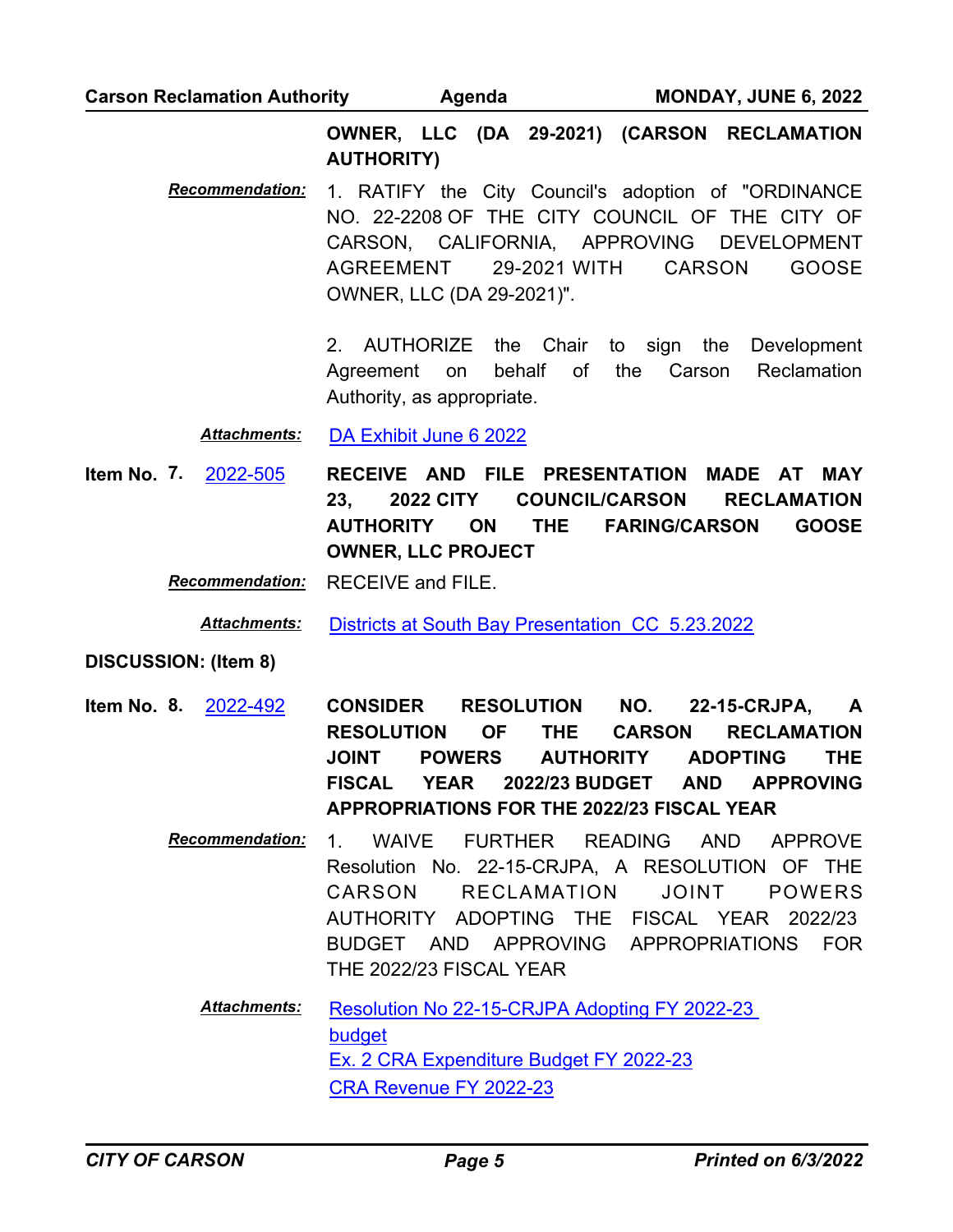**OWNER, LLC (DA 29-2021) (CARSON RECLAMATION AUTHORITY)**

***Recommendation:*** 1. RATIFY the City Council's adoption of "ORDINANCE NO. 22-2208 OF THE CITY COUNCIL OF THE CITY OF CARSON, CALIFORNIA, APPROVING DEVELOPMENT AGREEMENT 29-2021 WITH CARSON GOOSE OWNER, LLC (DA 29-2021)".

2. AUTHORIZE the Chair to sign the Development Agreement on behalf of the Carson Reclamation Authority, as appropriate.

***Attachments:*** DA Exhibit June 6 2022

**Item No. 7.** 2022-505 **RECEIVE AND FILE PRESENTATION MADE AT MAY 23, 2022 CITY COUNCIL/CARSON RECLAMATION AUTHORITY ON THE FARING/CARSON GOOSE OWNER, LLC PROJECT**

***Recommendation:*** RECEIVE and FILE.

***Attachments:*** Districts at South Bay Presentation CC 5.23.2022

**DISCUSSION: (Item 8)**

**Item No. 8.** 2022-492 **CONSIDER RESOLUTION NO. 22-15-CRJPA, A RESOLUTION OF THE CARSON RECLAMATION JOINT POWERS AUTHORITY ADOPTING THE FISCAL YEAR 2022/23 BUDGET AND APPROVING APPROPRIATIONS FOR THE 2022/23 FISCAL YEAR**

***Recommendation:*** 1. WAIVE FURTHER READING AND APPROVE Resolution No. 22-15-CRJPA, A RESOLUTION OF THE CARSON RECLAMATION JOINT POWERS AUTHORITY ADOPTING THE FISCAL YEAR 2022/23 BUDGET AND APPROVING APPROPRIATIONS FOR THE 2022/23 FISCAL YEAR

***Attachments:*** Resolution No 22-15-CRJPA Adopting FY 2022-23 budget

Ex. 2 CRA Expenditure Budget FY 2022-23

CRA Revenue FY 2022-23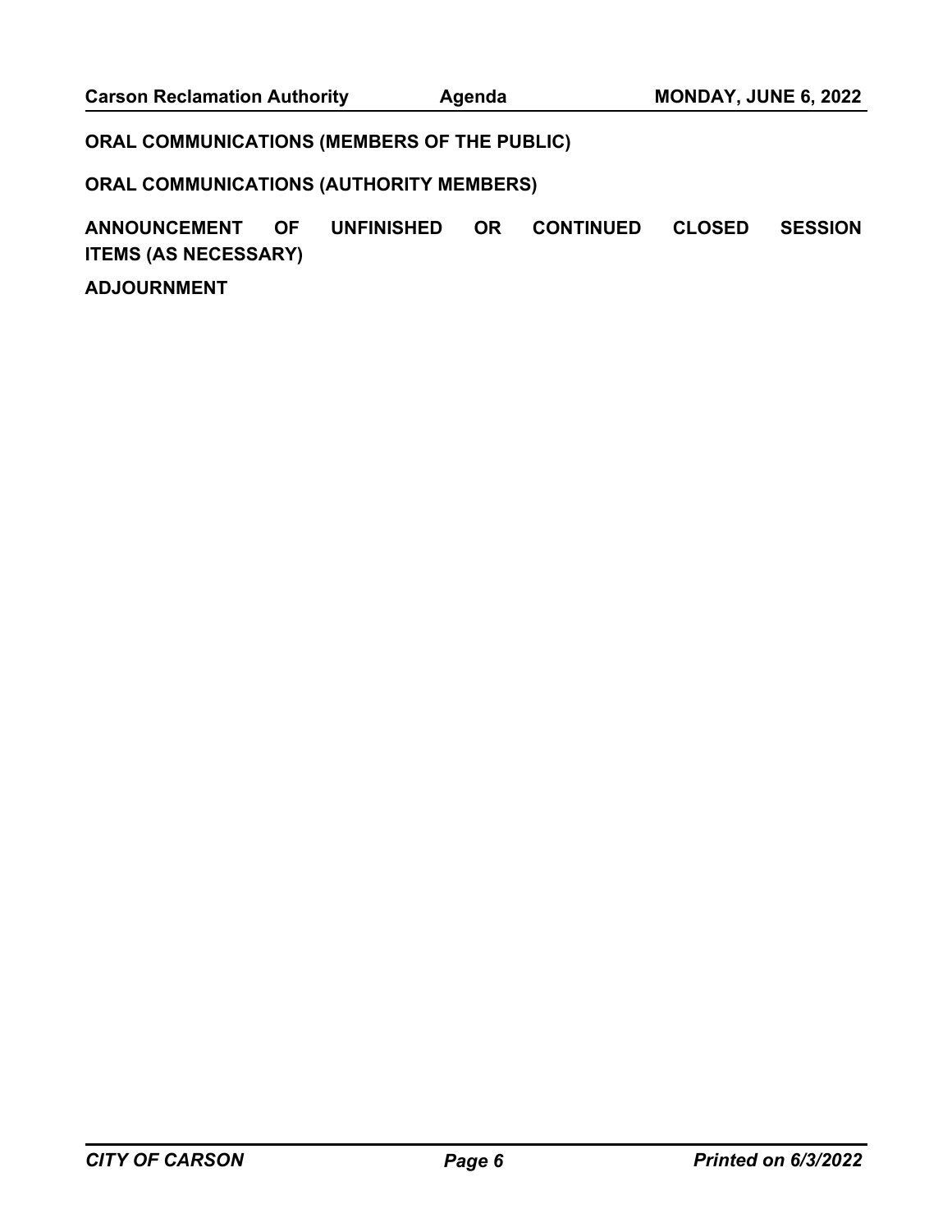**ORAL COMMUNICATIONS (MEMBERS OF THE PUBLIC)**

**ORAL COMMUNICATIONS (AUTHORITY MEMBERS)**

**ANNOUNCEMENT OF UNFINISHED OR CONTINUED CLOSED SESSION ITEMS (AS NECESSARY)**

**ADJOURNMENT**